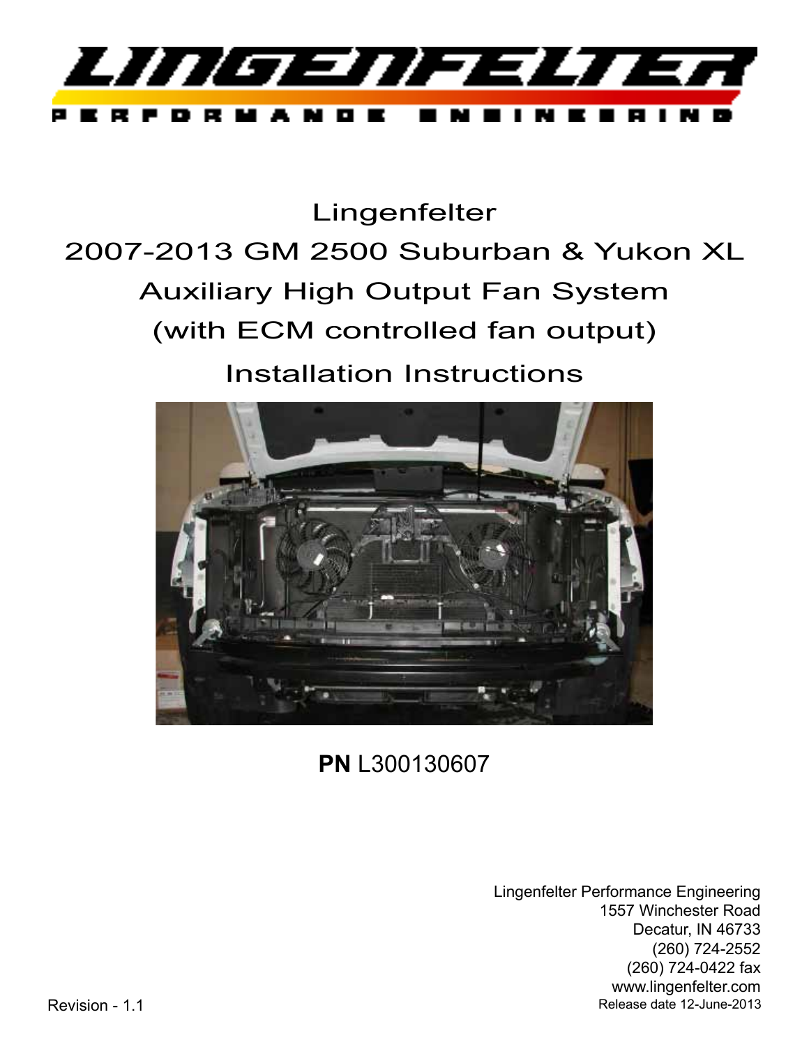# Lingenfelter

## 2007-2013 GM 2500 Suburban & Yukon XL

## Auxiliary High Output Fan System

## (with ECM controlled fan output)

## Installation Instructions

**PN** L300130607

Lingenfelter Performance Engineering
1557 Winchester Road
Decatur, IN 46733
(260) 724-2552
(260) 724-0422 fax
www.lingenfelter.com
Release date 12-June-2013

Revision - 1.1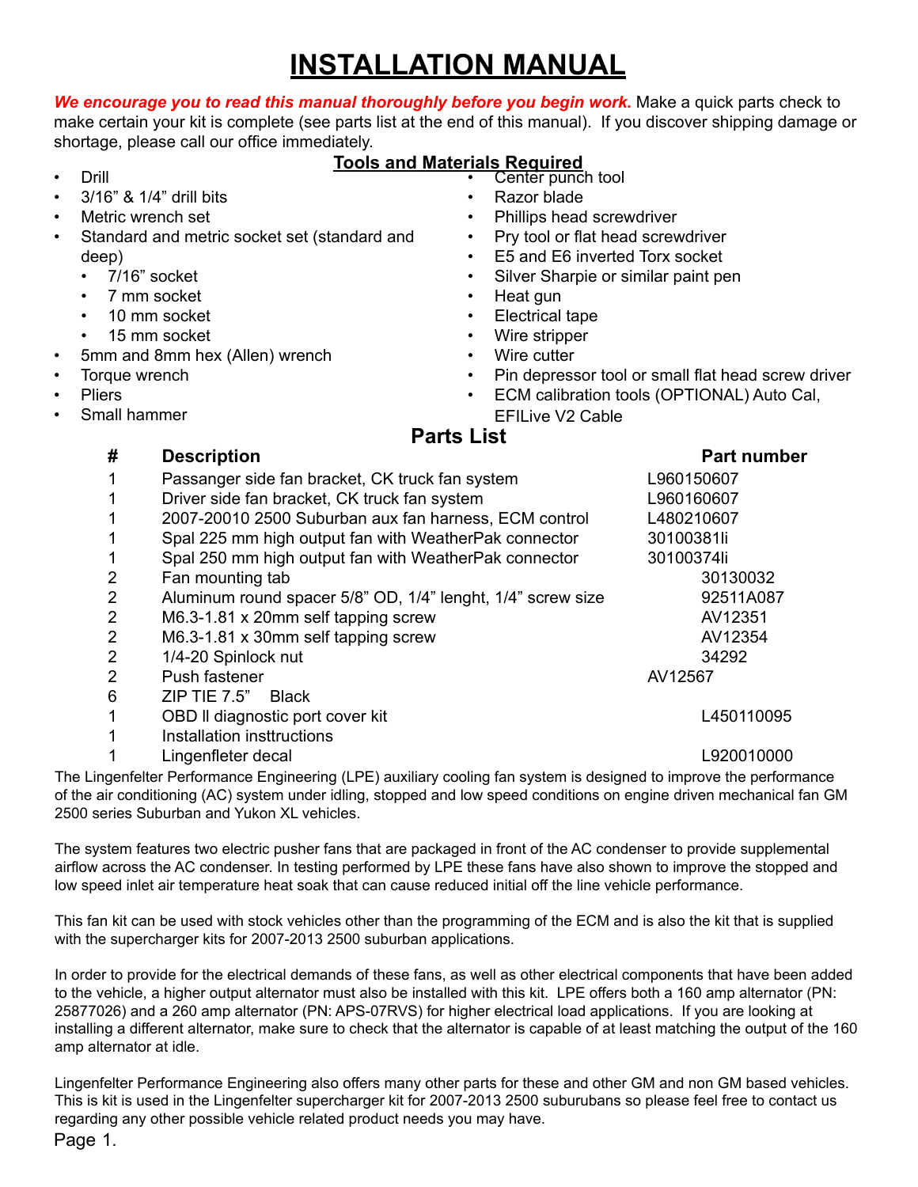# INSTALLATION MANUAL

***We encourage you to read this manual thoroughly before you begin work.*** Make a quick parts check to make certain your kit is complete (see parts list at the end of this manual). If you discover shipping damage or shortage, please call our office immediately.

## Tools and Materials Required

- Drill
- 3/16" & 1/4" drill bits
- Metric wrench set
- Standard and metric socket set (standard and deep)
  - 7/16" socket
  - 7 mm socket
  - 10 mm socket
  - 15 mm socket
- 5mm and 8mm hex (Allen) wrench
- Torque wrench
- Pliers
- Small hammer
- Center punch tool
- Razor blade
- Phillips head screwdriver
- Pry tool or flat head screwdriver
- E5 and E6 inverted Torx socket
- Silver Sharpie or similar paint pen
- Heat gun
- Electrical tape
- Wire stripper
- Wire cutter
- Pin depressor tool or small flat head screw driver
- ECM calibration tools (OPTIONAL) Auto Cal, EFILive V2 Cable

## Parts List

| # | Description | Part number |
|---|---|---|
| 1 | Passanger side fan bracket, CK truck fan system | L960150607 |
| 1 | Driver side fan bracket, CK truck fan system | L960160607 |
| 1 | 2007-20010 2500 Suburban aux fan harness, ECM control | L480210607 |
| 1 | Spal 225 mm high output fan with WeatherPak connector | 30100381li |
| 1 | Spal 250 mm high output fan with WeatherPak connector | 30100374li |
| 2 | Fan mounting tab | 30130032 |
| 2 | Aluminum round spacer 5/8" OD, 1/4" lenght, 1/4" screw size | 92511A087 |
| 2 | M6.3-1.81 x 20mm self tapping screw | AV12351 |
| 2 | M6.3-1.81 x 30mm self tapping screw | AV12354 |
| 2 | 1/4-20 Spinlock nut | 34292 |
| 2 | Push fastener | AV12567 |
| 6 | ZIP TIE 7.5" Black | |
| 1 | OBD II diagnostic port cover kit | L450110095 |
| 1 | Installation insttructions | |
| 1 | Lingenfleter decal | L920010000 |

The Lingenfelter Performance Engineering (LPE) auxiliary cooling fan system is designed to improve the performance of the air conditioning (AC) system under idling, stopped and low speed conditions on engine driven mechanical fan GM 2500 series Suburban and Yukon XL vehicles.

The system features two electric pusher fans that are packaged in front of the AC condenser to provide supplemental airflow across the AC condenser. In testing performed by LPE these fans have also shown to improve the stopped and low speed inlet air temperature heat soak that can cause reduced initial off the line vehicle performance.

This fan kit can be used with stock vehicles other than the programming of the ECM and is also the kit that is supplied with the supercharger kits for 2007-2013 2500 suburban applications.

In order to provide for the electrical demands of these fans, as well as other electrical components that have been added to the vehicle, a higher output alternator must also be installed with this kit. LPE offers both a 160 amp alternator (PN: 25877026) and a 260 amp alternator (PN: APS-07RVS) for higher electrical load applications. If you are looking at installing a different alternator, make sure to check that the alternator is capable of at least matching the output of the 160 amp alternator at idle.

Lingenfelter Performance Engineering also offers many other parts for these and other GM and non GM based vehicles. This is kit is used in the Lingenfelter supercharger kit for 2007-2013 2500 suburubans so please feel free to contact us regarding any other possible vehicle related product needs you may have.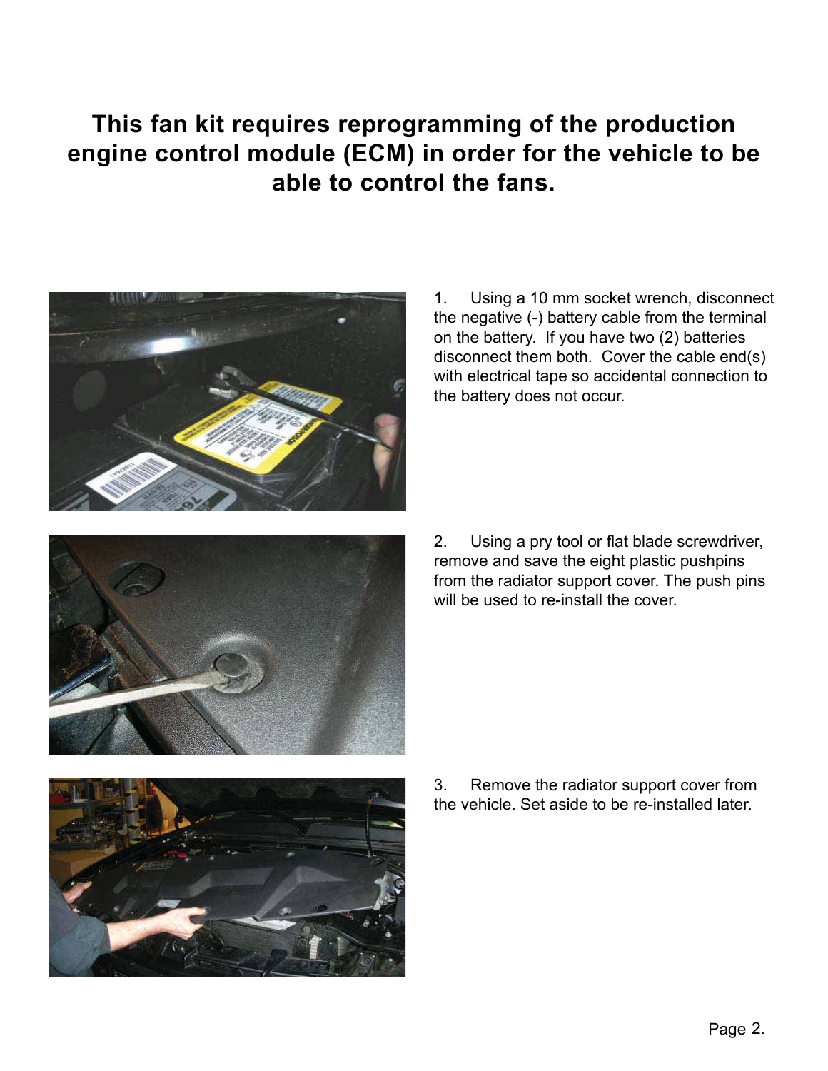**This fan kit requires reprogramming of the production engine control module (ECM) in order for the vehicle to be able to control the fans.**

1. Using a 10 mm socket wrench, disconnect the negative (-) battery cable from the terminal on the battery. If you have two (2) batteries disconnect them both. Cover the cable end(s) with electrical tape so accidental connection to the battery does not occur.

2. Using a pry tool or flat blade screwdriver, remove and save the eight plastic pushpins from the radiator support cover. The push pins will be used to re-install the cover.

3. Remove the radiator support cover from the vehicle. Set aside to be re-installed later.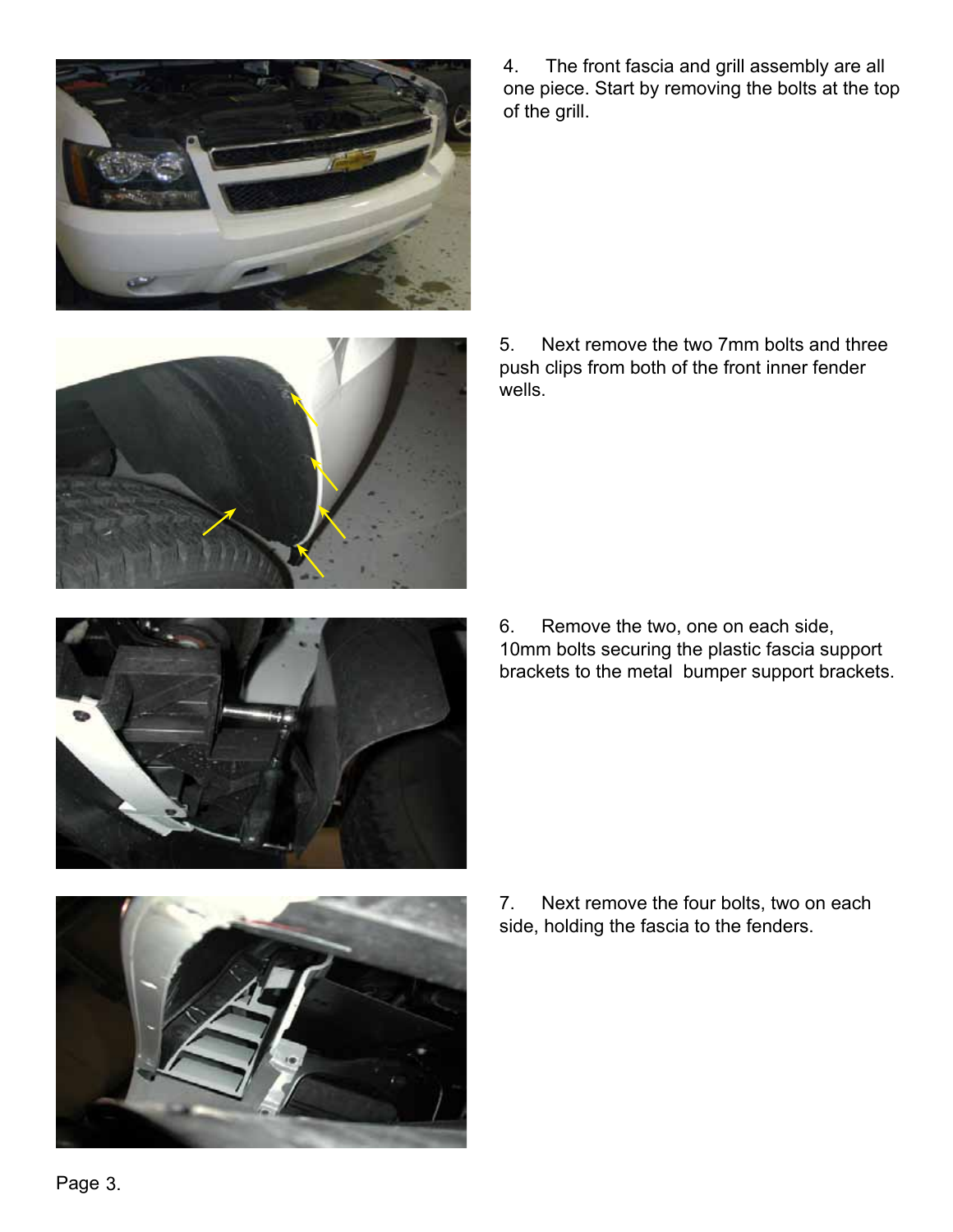4. The front fascia and grill assembly are all one piece. Start by removing the bolts at the top of the grill.

5. Next remove the two 7mm bolts and three push clips from both of the front inner fender wells.

6. Remove the two, one on each side, 10mm bolts securing the plastic fascia support brackets to the metal bumper support brackets.

7. Next remove the four bolts, two on each side, holding the fascia to the fenders.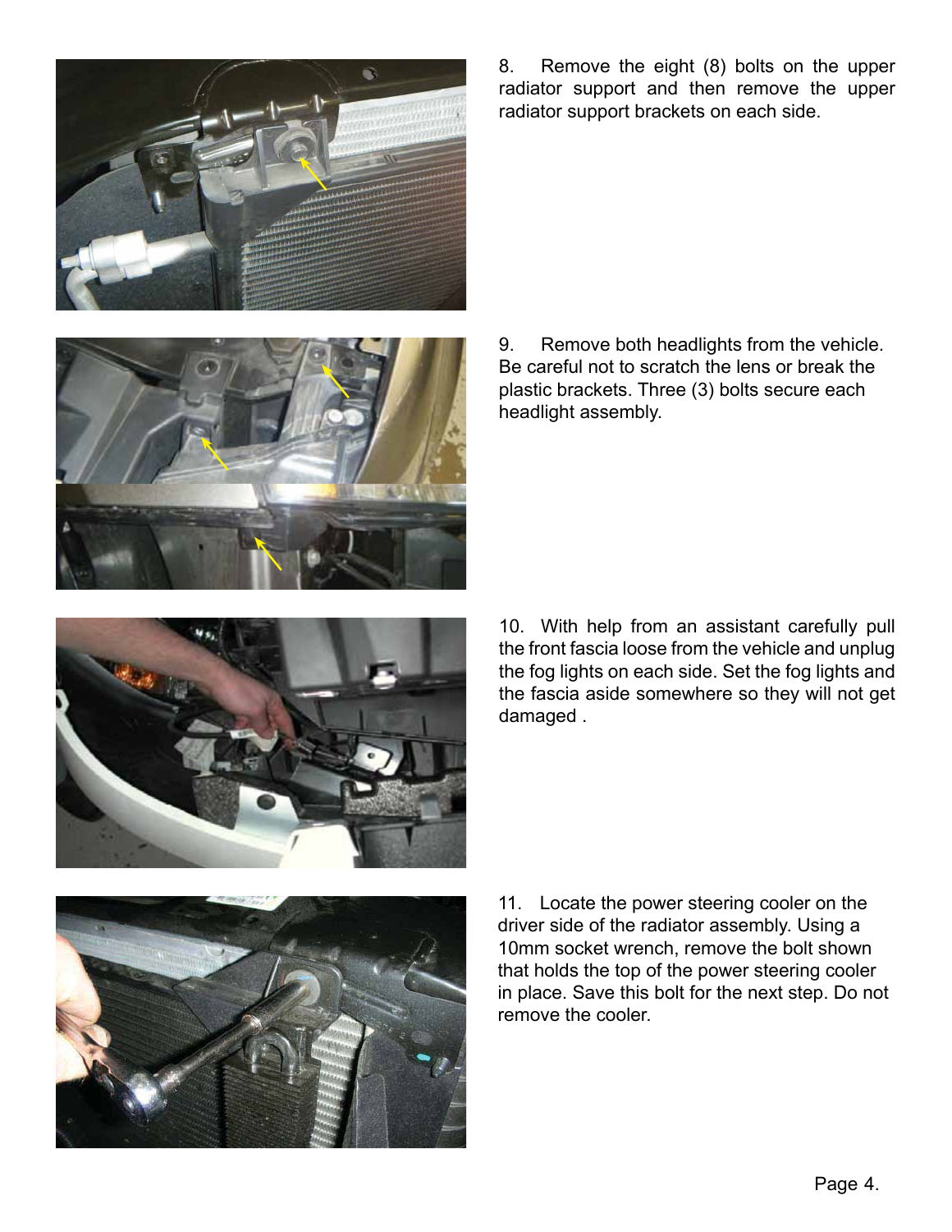8. Remove the eight (8) bolts on the upper radiator support and then remove the upper radiator support brackets on each side.

9. Remove both headlights from the vehicle. Be careful not to scratch the lens or break the plastic brackets. Three (3) bolts secure each headlight assembly.

10. With help from an assistant carefully pull the front fascia loose from the vehicle and unplug the fog lights on each side. Set the fog lights and the fascia aside somewhere so they will not get damaged .

11. Locate the power steering cooler on the driver side of the radiator assembly. Using a 10mm socket wrench, remove the bolt shown that holds the top of the power steering cooler in place. Save this bolt for the next step. Do not remove the cooler.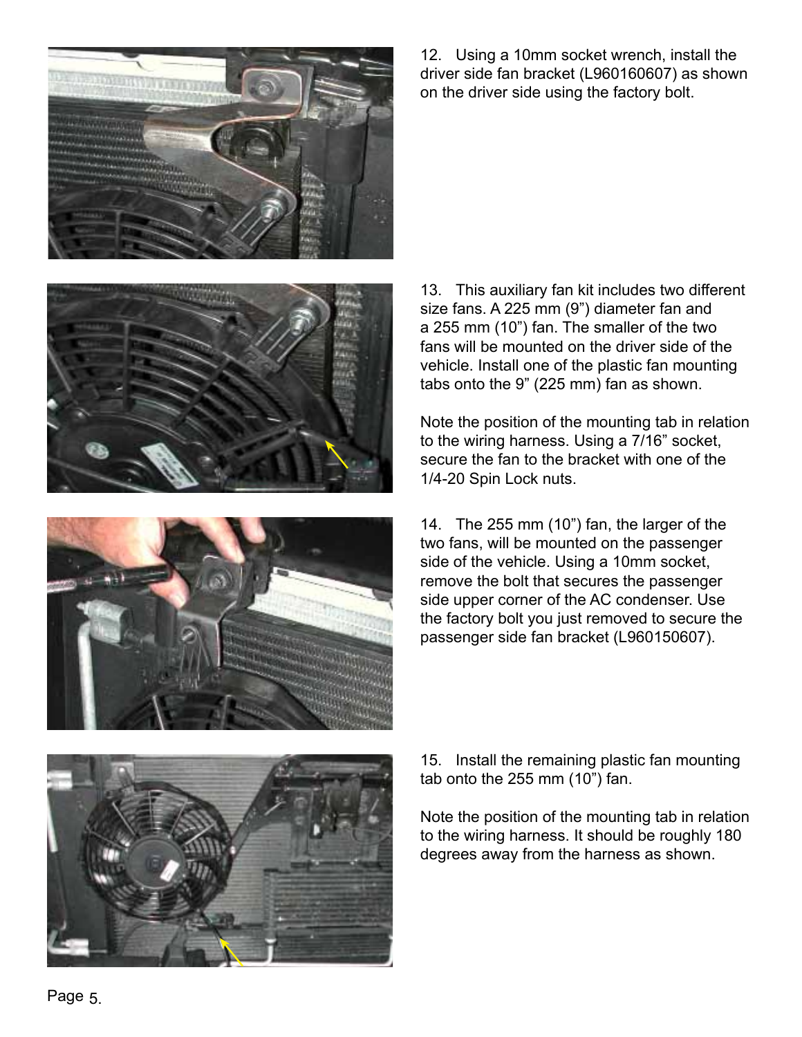12. Using a 10mm socket wrench, install the driver side fan bracket (L960160607) as shown on the driver side using the factory bolt.

13. This auxiliary fan kit includes two different size fans. A 225 mm (9") diameter fan and a 255 mm (10") fan. The smaller of the two fans will be mounted on the driver side of the vehicle. Install one of the plastic fan mounting tabs onto the 9" (225 mm) fan as shown.

Note the position of the mounting tab in relation to the wiring harness. Using a 7/16" socket, secure the fan to the bracket with one of the 1/4-20 Spin Lock nuts.

14. The 255 mm (10") fan, the larger of the two fans, will be mounted on the passenger side of the vehicle. Using a 10mm socket, remove the bolt that secures the passenger side upper corner of the AC condenser. Use the factory bolt you just removed to secure the passenger side fan bracket (L960150607).

15. Install the remaining plastic fan mounting tab onto the 255 mm (10") fan.

Note the position of the mounting tab in relation to the wiring harness. It should be roughly 180 degrees away from the harness as shown.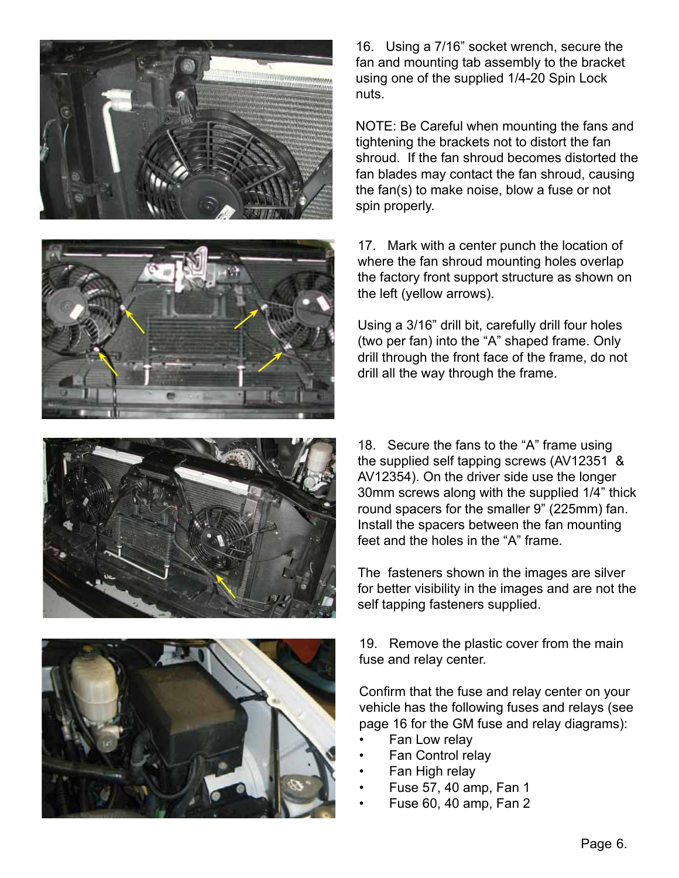16. Using a 7/16" socket wrench, secure the fan and mounting tab assembly to the bracket using one of the supplied 1/4-20 Spin Lock nuts.

NOTE: Be Careful when mounting the fans and tightening the brackets not to distort the fan shroud. If the fan shroud becomes distorted the fan blades may contact the fan shroud, causing the fan(s) to make noise, blow a fuse or not spin properly.

17. Mark with a center punch the location of where the fan shroud mounting holes overlap the factory front support structure as shown on the left (yellow arrows).

Using a 3/16" drill bit, carefully drill four holes (two per fan) into the "A" shaped frame. Only drill through the front face of the frame, do not drill all the way through the frame.

18. Secure the fans to the "A" frame using the supplied self tapping screws (AV12351 & AV12354). On the driver side use the longer 30mm screws along with the supplied 1/4" thick round spacers for the smaller 9" (225mm) fan. Install the spacers between the fan mounting feet and the holes in the "A" frame.

The fasteners shown in the images are silver for better visibility in the images and are not the self tapping fasteners supplied.

19. Remove the plastic cover from the main fuse and relay center.

Confirm that the fuse and relay center on your vehicle has the following fuses and relays (see page 16 for the GM fuse and relay diagrams):

- Fan Low relay
- Fan Control relay
- Fan High relay
- Fuse 57, 40 amp, Fan 1
- Fuse 60, 40 amp, Fan 2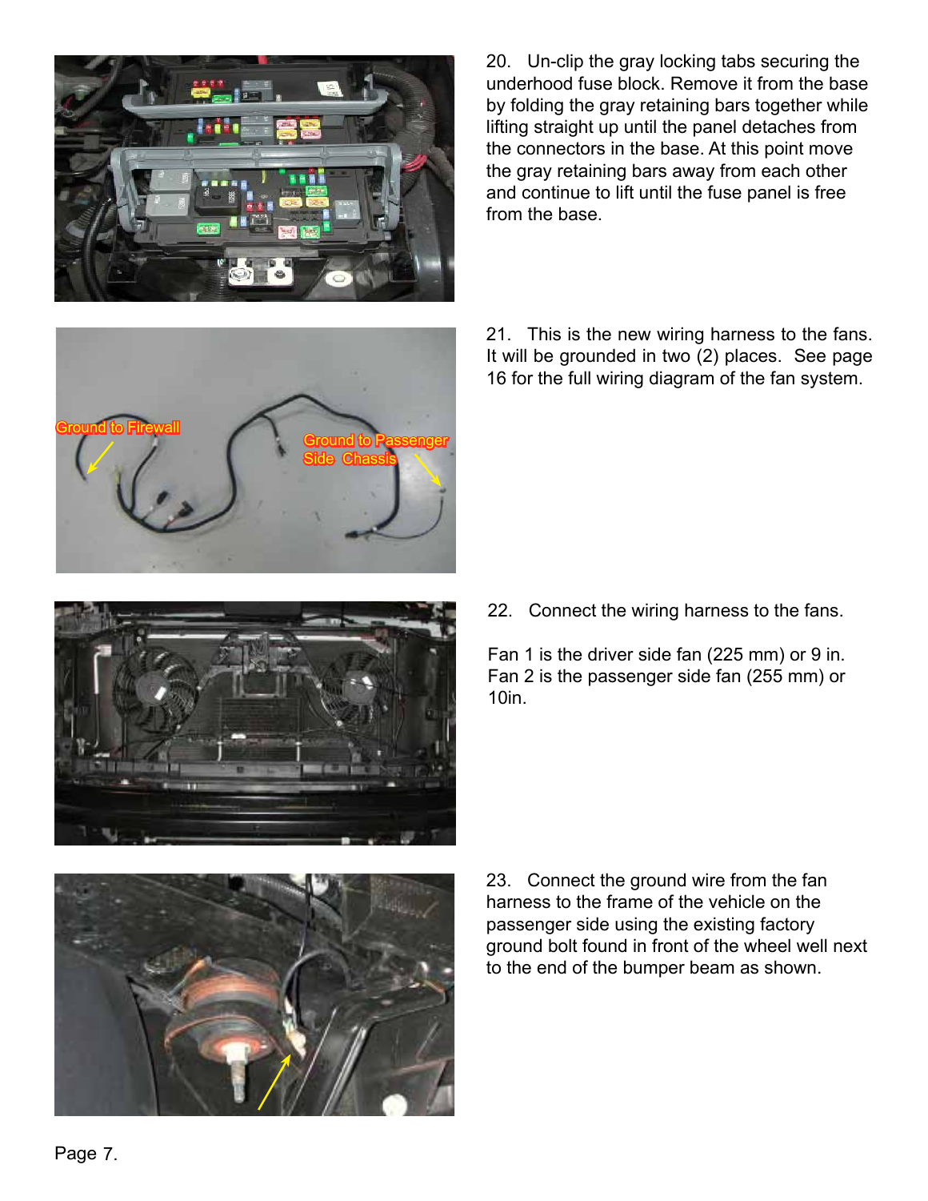20. Un-clip the gray locking tabs securing the underhood fuse block. Remove it from the base by folding the gray retaining bars together while lifting straight up until the panel detaches from the connectors in the base. At this point move the gray retaining bars away from each other and continue to lift until the fuse panel is free from the base.

21. This is the new wiring harness to the fans. It will be grounded in two (2) places. See page 16 for the full wiring diagram of the fan system.

Ground to Firewall

Ground to Passenger Side Chassis

22. Connect the wiring harness to the fans.

Fan 1 is the driver side fan (225 mm) or 9 in.
Fan 2 is the passenger side fan (255 mm) or 10in.

23. Connect the ground wire from the fan harness to the frame of the vehicle on the passenger side using the existing factory ground bolt found in front of the wheel well next to the end of the bumper beam as shown.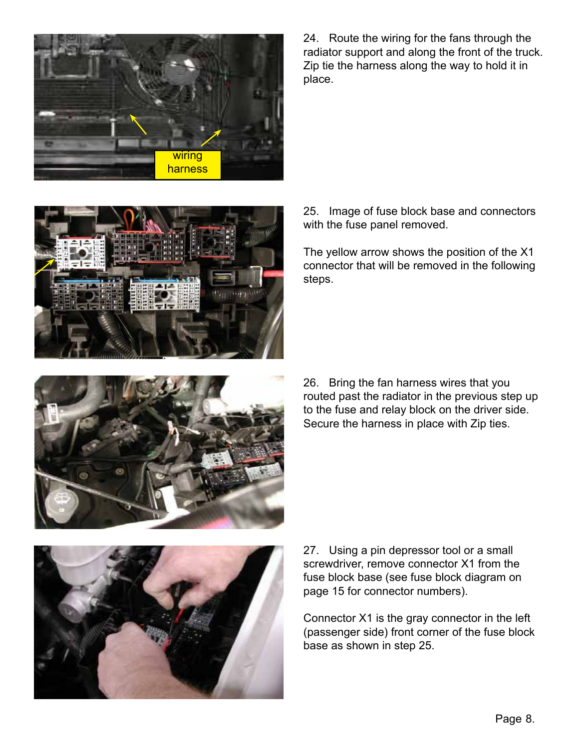24. Route the wiring for the fans through the radiator support and along the front of the truck. Zip tie the harness along the way to hold it in place.

25. Image of fuse block base and connectors with the fuse panel removed.

The yellow arrow shows the position of the X1 connector that will be removed in the following steps.

26. Bring the fan harness wires that you routed past the radiator in the previous step up to the fuse and relay block on the driver side. Secure the harness in place with Zip ties.

27. Using a pin depressor tool or a small screwdriver, remove connector X1 from the fuse block base (see fuse block diagram on page 15 for connector numbers).

Connector X1 is the gray connector in the left (passenger side) front corner of the fuse block base as shown in step 25.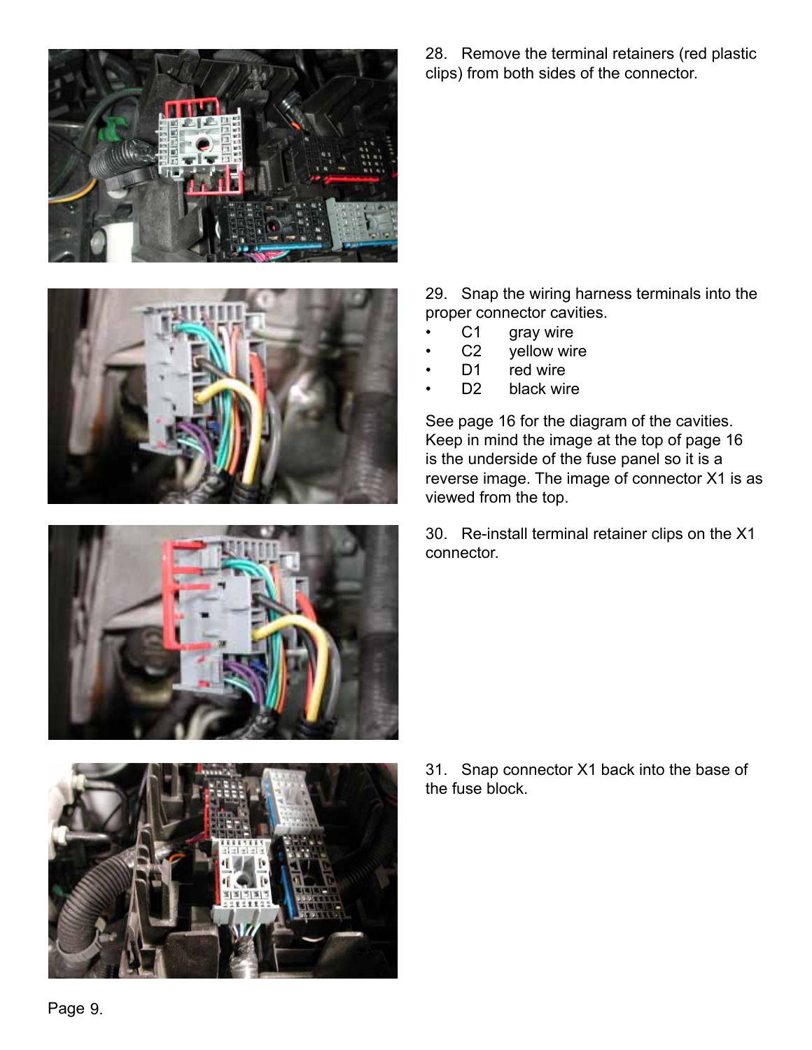28. Remove the terminal retainers (red plastic clips) from both sides of the connector.

29. Snap the wiring harness terminals into the proper connector cavities.

- C1 gray wire
- C2 yellow wire
- D1 red wire
- D2 black wire

See page 16 for the diagram of the cavities. Keep in mind the image at the top of page 16 is the underside of the fuse panel so it is a reverse image. The image of connector X1 is as viewed from the top.

30. Re-install terminal retainer clips on the X1 connector.

31. Snap connector X1 back into the base of the fuse block.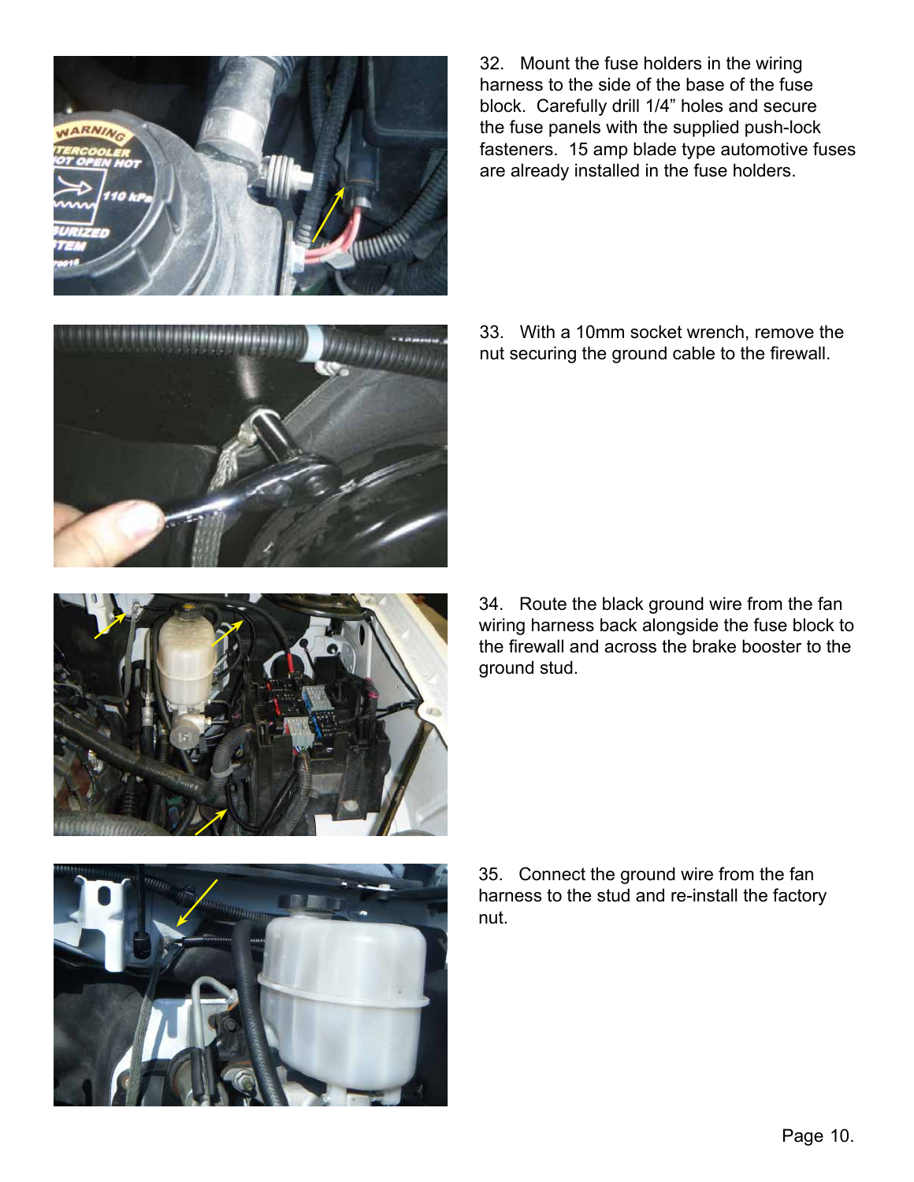32. Mount the fuse holders in the wiring harness to the side of the base of the fuse block. Carefully drill 1/4” holes and secure the fuse panels with the supplied push-lock fasteners. 15 amp blade type automotive fuses are already installed in the fuse holders.

33. With a 10mm socket wrench, remove the nut securing the ground cable to the firewall.

34. Route the black ground wire from the fan wiring harness back alongside the fuse block to the firewall and across the brake booster to the ground stud.

35. Connect the ground wire from the fan harness to the stud and re-install the factory nut.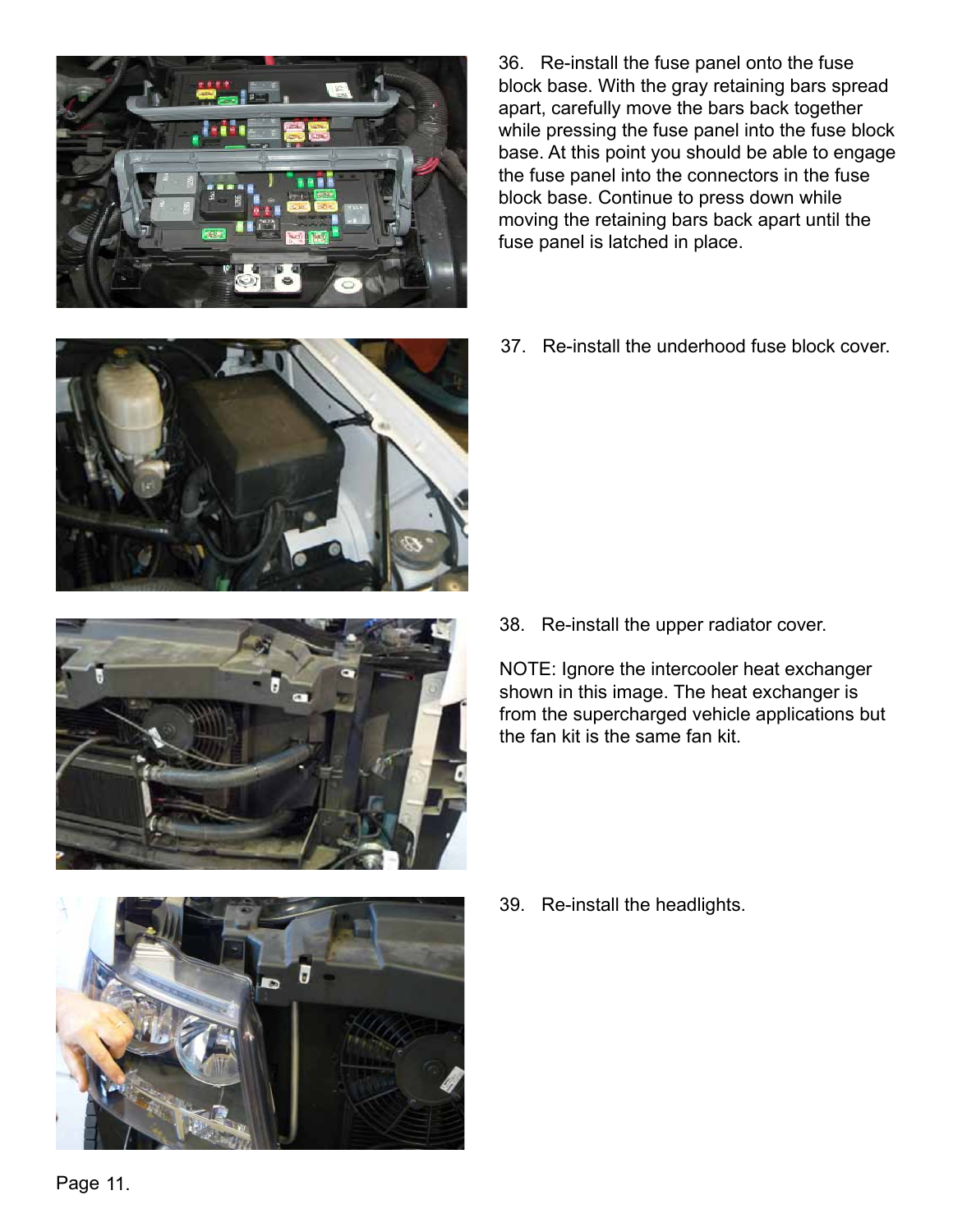36. Re-install the fuse panel onto the fuse block base. With the gray retaining bars spread apart, carefully move the bars back together while pressing the fuse panel into the fuse block base. At this point you should be able to engage the fuse panel into the connectors in the fuse block base. Continue to press down while moving the retaining bars back apart until the fuse panel is latched in place.

37. Re-install the underhood fuse block cover.

38. Re-install the upper radiator cover.

NOTE: Ignore the intercooler heat exchanger shown in this image. The heat exchanger is from the supercharged vehicle applications but the fan kit is the same fan kit.

39. Re-install the headlights.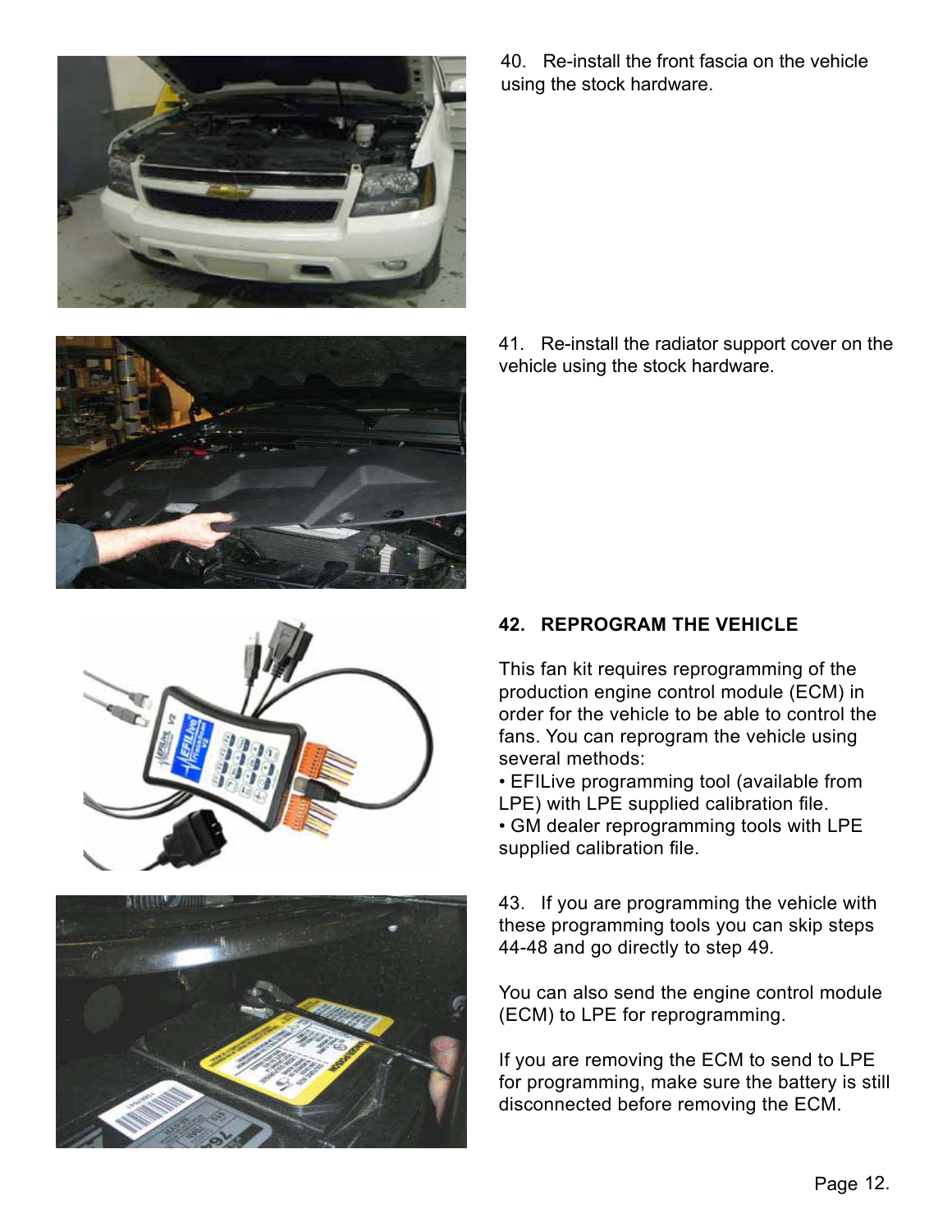40. Re-install the front fascia on the vehicle using the stock hardware.

41. Re-install the radiator support cover on the vehicle using the stock hardware.

**42. REPROGRAM THE VEHICLE**

This fan kit requires reprogramming of the production engine control module (ECM) in order for the vehicle to be able to control the fans. You can reprogram the vehicle using several methods:

- EFILive programming tool (available from LPE) with LPE supplied calibration file.
- GM dealer reprogramming tools with LPE supplied calibration file.

43. If you are programming the vehicle with these programming tools you can skip steps 44-48 and go directly to step 49.

You can also send the engine control module (ECM) to LPE for reprogramming.

If you are removing the ECM to send to LPE for programming, make sure the battery is still disconnected before removing the ECM.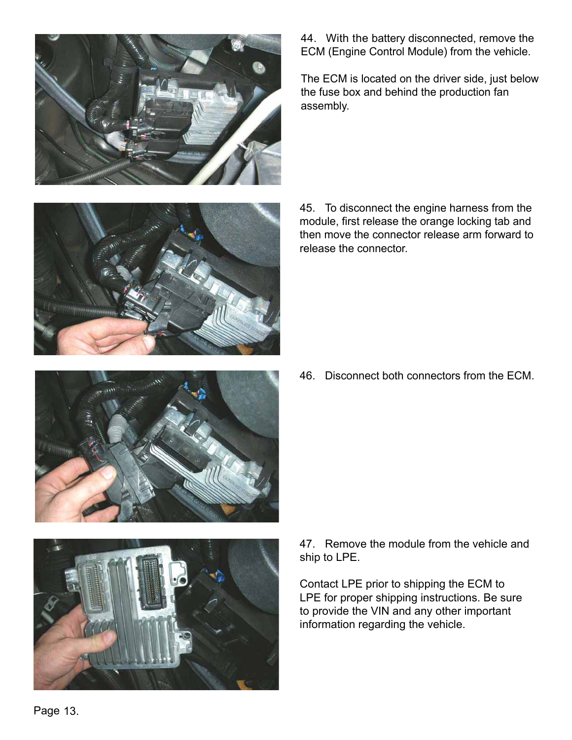44. With the battery disconnected, remove the ECM (Engine Control Module) from the vehicle.

The ECM is located on the driver side, just below the fuse box and behind the production fan assembly.

45. To disconnect the engine harness from the module, first release the orange locking tab and then move the connector release arm forward to release the connector.

46. Disconnect both connectors from the ECM.

47. Remove the module from the vehicle and ship to LPE.

Contact LPE prior to shipping the ECM to LPE for proper shipping instructions. Be sure to provide the VIN and any other important information regarding the vehicle.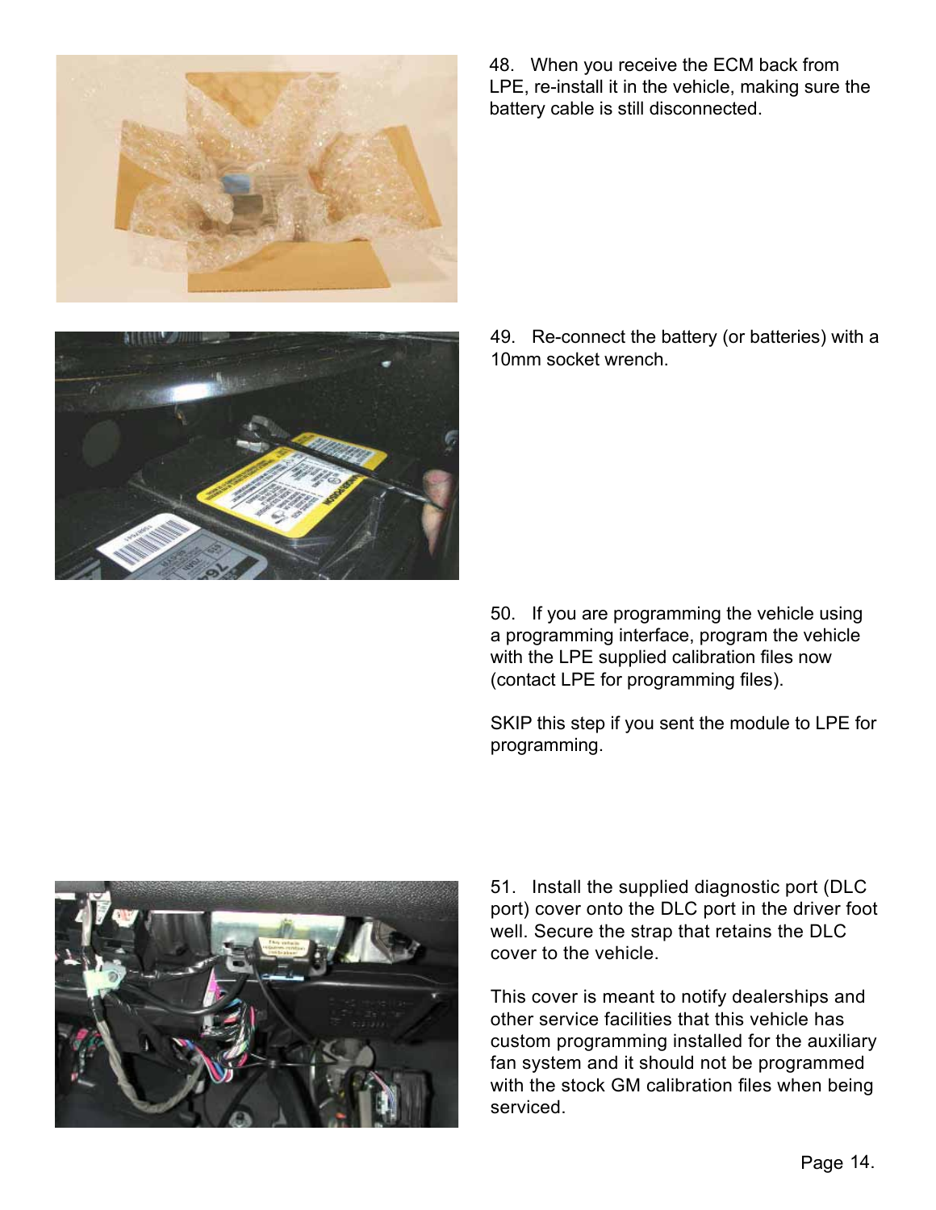48. When you receive the ECM back from LPE, re-install it in the vehicle, making sure the battery cable is still disconnected.

49. Re-connect the battery (or batteries) with a 10mm socket wrench.

50. If you are programming the vehicle using a programming interface, program the vehicle with the LPE supplied calibration files now (contact LPE for programming files).

SKIP this step if you sent the module to LPE for programming.

51. Install the supplied diagnostic port (DLC port) cover onto the DLC port in the driver foot well. Secure the strap that retains the DLC cover to the vehicle.

This cover is meant to notify dealerships and other service facilities that this vehicle has custom programming installed for the auxiliary fan system and it should not be programmed with the stock GM calibration files when being serviced.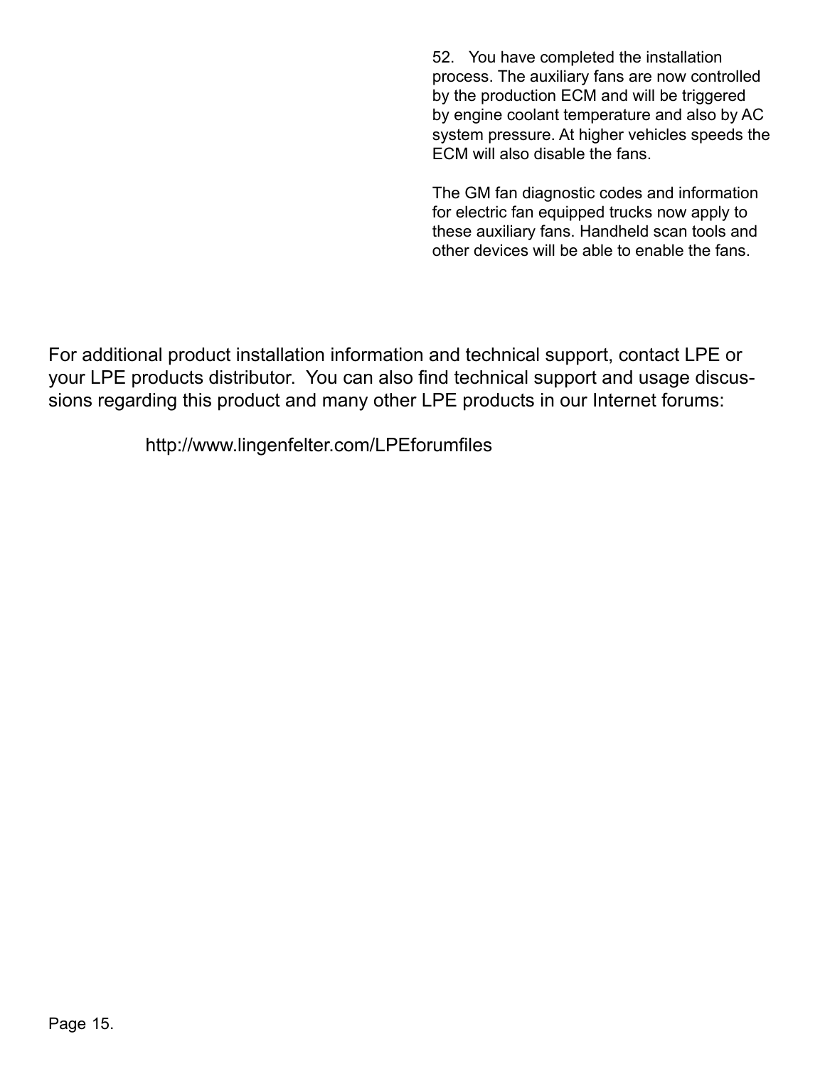52. You have completed the installation process. The auxiliary fans are now controlled by the production ECM and will be triggered by engine coolant temperature and also by AC system pressure. At higher vehicles speeds the ECM will also disable the fans.

The GM fan diagnostic codes and information for electric fan equipped trucks now apply to these auxiliary fans. Handheld scan tools and other devices will be able to enable the fans.

For additional product installation information and technical support, contact LPE or your LPE products distributor. You can also find technical support and usage discussions regarding this product and many other LPE products in our Internet forums:

http://www.lingenfelter.com/LPEforumfiles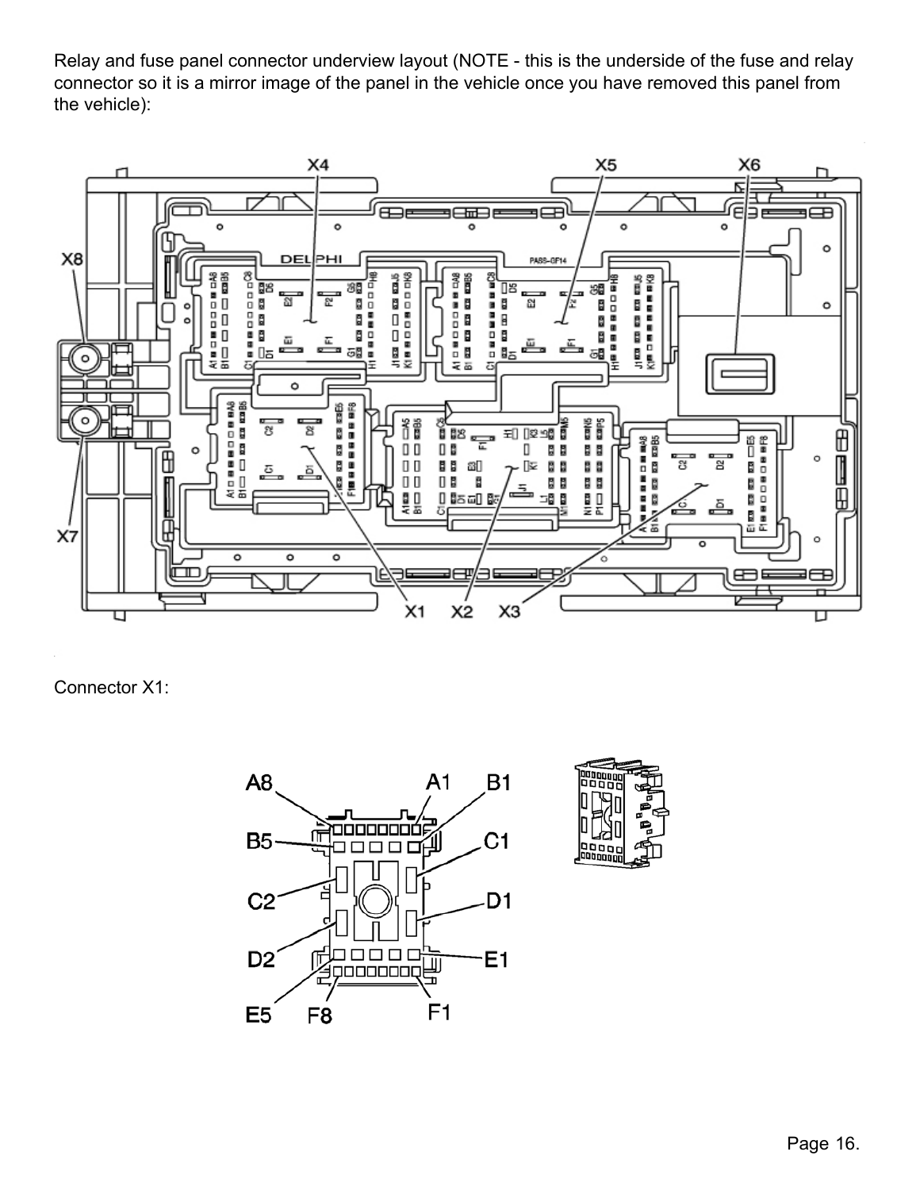Relay and fuse panel connector underview layout (NOTE - this is the underside of the fuse and relay connector so it is a mirror image of the panel in the vehicle once you have removed this panel from the vehicle):

Connector X1: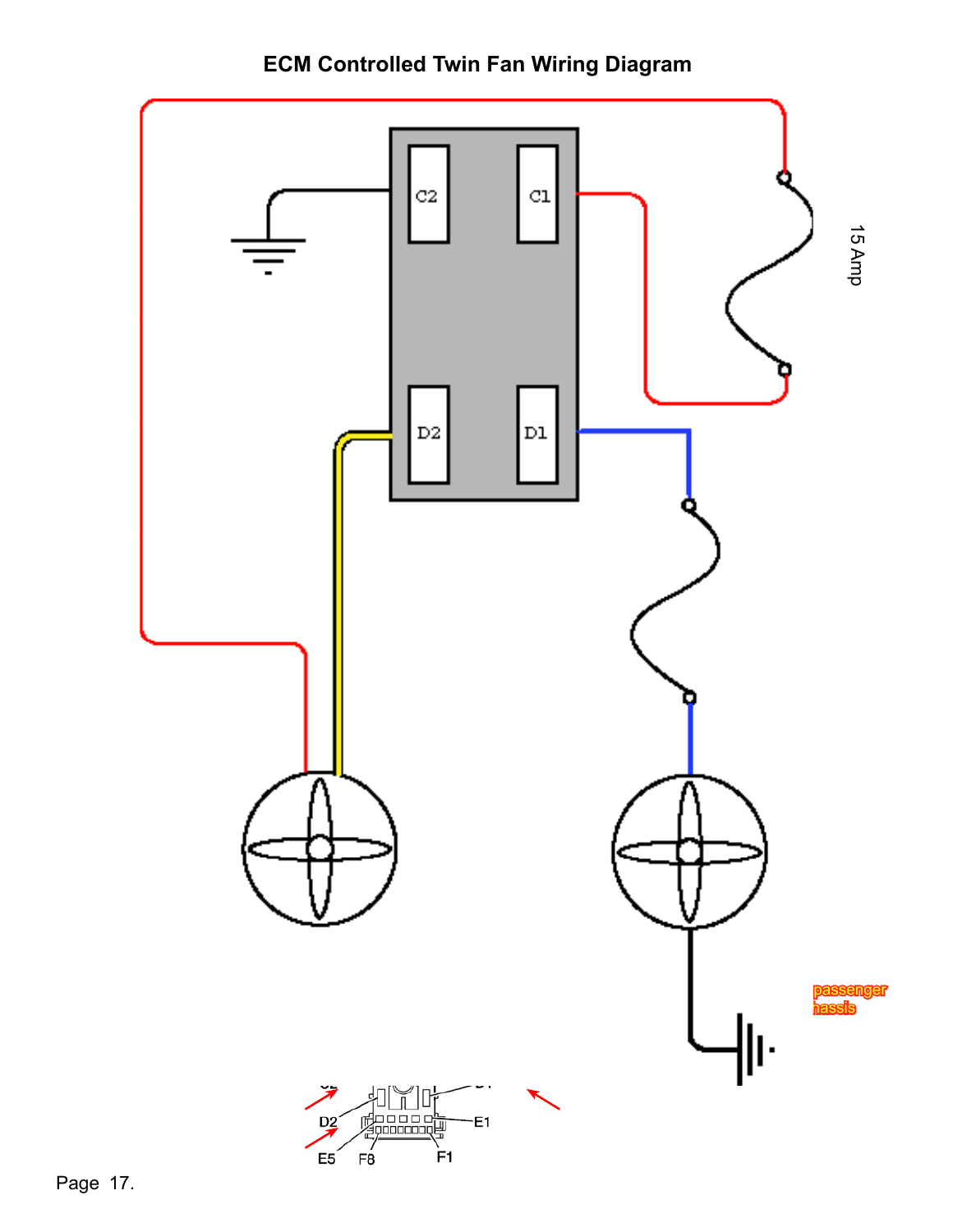# ECM Controlled Twin Fan Wiring Diagram

C2

C1

15 Amp

D2

D1

passenger
hassis

D2

E1

E5

F8

F1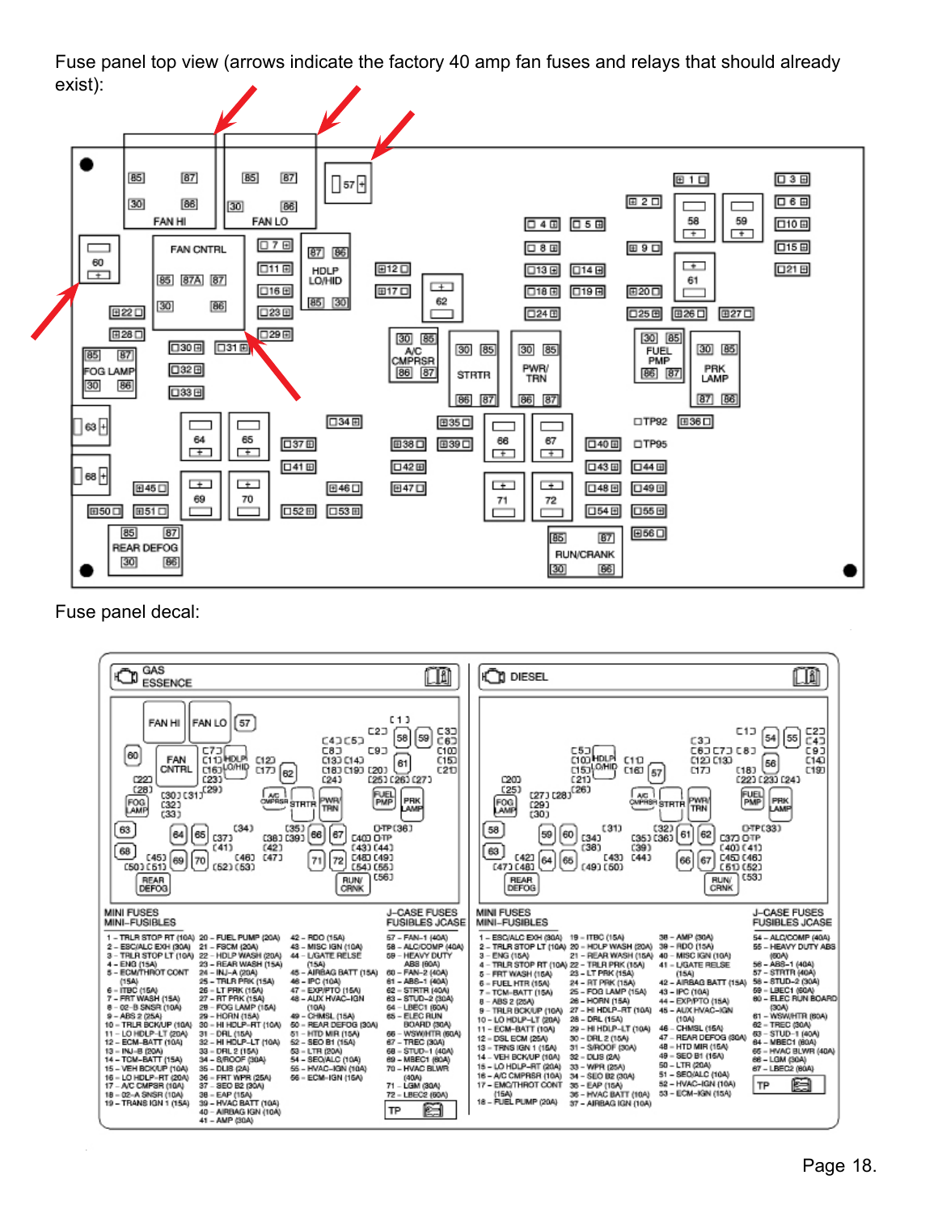Fuse panel top view (arrows indicate the factory 40 amp fan fuses and relays that should already exist):

Fuse panel decal:

## GAS ESSENCE

**MINI FUSES / MINI-FUSIBLES**

1 – TRLR STOP RT (10A)
2 – ESC/ALC EXH (30A)
3 – TRLR STOP LT (10A)
4 – ENG (15A)
5 – ECM/THROT CONT (15A)
6 – ITBC (15A)
7 – FRT WASH (15A)
8 – O2-B SNSR (10A)
9 – ABS 2 (25A)
10 – TRLR BCK/UP (10A)
11 – LO HDLP-LT (20A)
12 – ECM-BATT (10A)
13 – INJ-B (20A)
14 – TCM-BATT (15A)
15 – VEH BCK/UP (10A)
16 – LO HDLP-RT (20A)
17 – A/C CMPSR (10A)
18 – O2-A SNSR (10A)
19 – TRANS IGN 1 (15A)
20 – FUEL PUMP (20A)
21 – FSCM (20A)
22 – HDLP WASH (20A)
23 – REAR WASH (15A)
24 – INJ-A (20A)
25 – TRLR PRK (15A)
26 – LT PRK (15A)
27 – RT PRK (15A)
28 – FOG LAMP (15A)
29 – HORN (15A)
30 – HI HDLP-RT (10A)
31 – DRL (15A)
32 – HI HDLP-LT (10A)
33 – DRL 2 (15A)
34 – S/ROOF (30A)
35 – DLIS (2A)
36 – FRT WPR (25A)
37 – SEO B2 (30A)
38 – EAP (15A)
39 – HVAC BATT (10A)
40 – AIRBAG IGN (10A)
41 – AMP (30A)
42 – RDO (15A)
43 – MISC IGN (10A)
44 – L/GATE RELSE (15A)
45 – AIRBAG BATT (15A)
46 – IPC (10A)
47 – EXP/PTO (15A)
48 – AUX HVAC-IGN (10A)
49 – CHMSL (15A)
50 – REAR DEFOG (30A)
51 – HTD MIR (15A)
52 – SEO B1 (15A)
53 – LTR (20A)
54 – SEO/ALC (10A)
55 – HVAC-IGN (10A)
56 – ECM-IGN (15A)

**J-CASE FUSES / FUSIBLES JCASE**

57 – FAN-1 (40A)
58 – ALC/COMP (40A)
59 – HEAVY DUTY ABS (60A)
60 – FAN-2 (40A)
61 – ABS-1 (40A)
62 – STRTR (40A)
63 – STUD-2 (30A)
64 – LBEC1 (60A)
65 – ELEC RUN BOARD (30A)
66 – WSW/HTR (60A)
67 – TREC (30A)
68 – STUD-1 (40A)
69 – MBEC1 (60A)
70 – HVAC BLWR (40A)
71 – LGM (30A)
72 – LBEC2 (60A)

TP

## DIESEL

**MINI FUSES / MINI-FUSIBLES**

1 – ESC/ALC EXH (30A)
2 – TRLR STOP LT (10A)
3 – ENG (15A)
4 – TRLR STOP RT (10A)
5 – FRT WASH (15A)
6 – FUEL HTR (15A)
7 – TCM-BATT (15A)
8 – ABS 2 (25A)
9 – TRLR BCK/UP (10A)
10 – LO HDLP-LT (20A)
11 – ECM-BATT (10A)
12 – DSL ECM (25A)
13 – TRNS IGN 1 (15A)
14 – VEH BCK/UP (10A)
15 – LO HDLP-RT (20A)
16 – A/C CMPRSR (10A)
17 – EMC/THROT CONT (15A)
18 – FUEL PUMP (20A)
19 – ITBC (15A)
20 – HDLP WASH (20A)
21 – REAR WASH (15A)
22 – TRLR PRK (15A)
23 – LT PRK (15A)
24 – RT PRK (15A)
25 – FOG LAMP (15A)
26 – HORN (15A)
27 – HI HDLP-RT (10A)
28 – DRL (15A)
29 – HI HDLP-LT (10A)
30 – DRL 2 (15A)
31 – S/ROOF (30A)
32 – DLIS (2A)
33 – WPR (25A)
34 – SEO B2 (30A)
35 – EAP (15A)
36 – HVAC BATT (10A)
37 – AIRBAG IGN (10A)
38 – AMP (30A)
39 – RDO (15A)
40 – MISC IGN (10A)
41 – L/GATE RELSE (15A)
42 – AIRBAG BATT (15A)
43 – IPC (10A)
44 – EXP/PTO (15A)
45 – AUX HVAC-IGN (10A)
46 – CHMSL (15A)
47 – REAR DEFOG (30A)
48 – HTD MIR (15A)
49 – SEO B1 (15A)
50 – LTR (20A)
51 – SEO/ALC (10A)
52 – HVAC-IGN (10A)
53 – ECM-IGN (15A)

**J-CASE FUSES / FUSIBLES JCASE**

54 – ALC/COMP (40A)
55 – HEAVY DUTY ABS (60A)
56 – ABS-1 (40A)
57 – STRTR (40A)
58 – STUD-2 (30A)
59 – LBEC1 (60A)
60 – ELEC RUN BOARD (30A)
61 – WSW/HTR (60A)
62 – TREC (30A)
63 – STUD-1 (40A)
64 – MBEC1 (60A)
65 – HVAC BLWR (40A)
66 – LGM (30A)
67 – LBEC2 (60A)

TP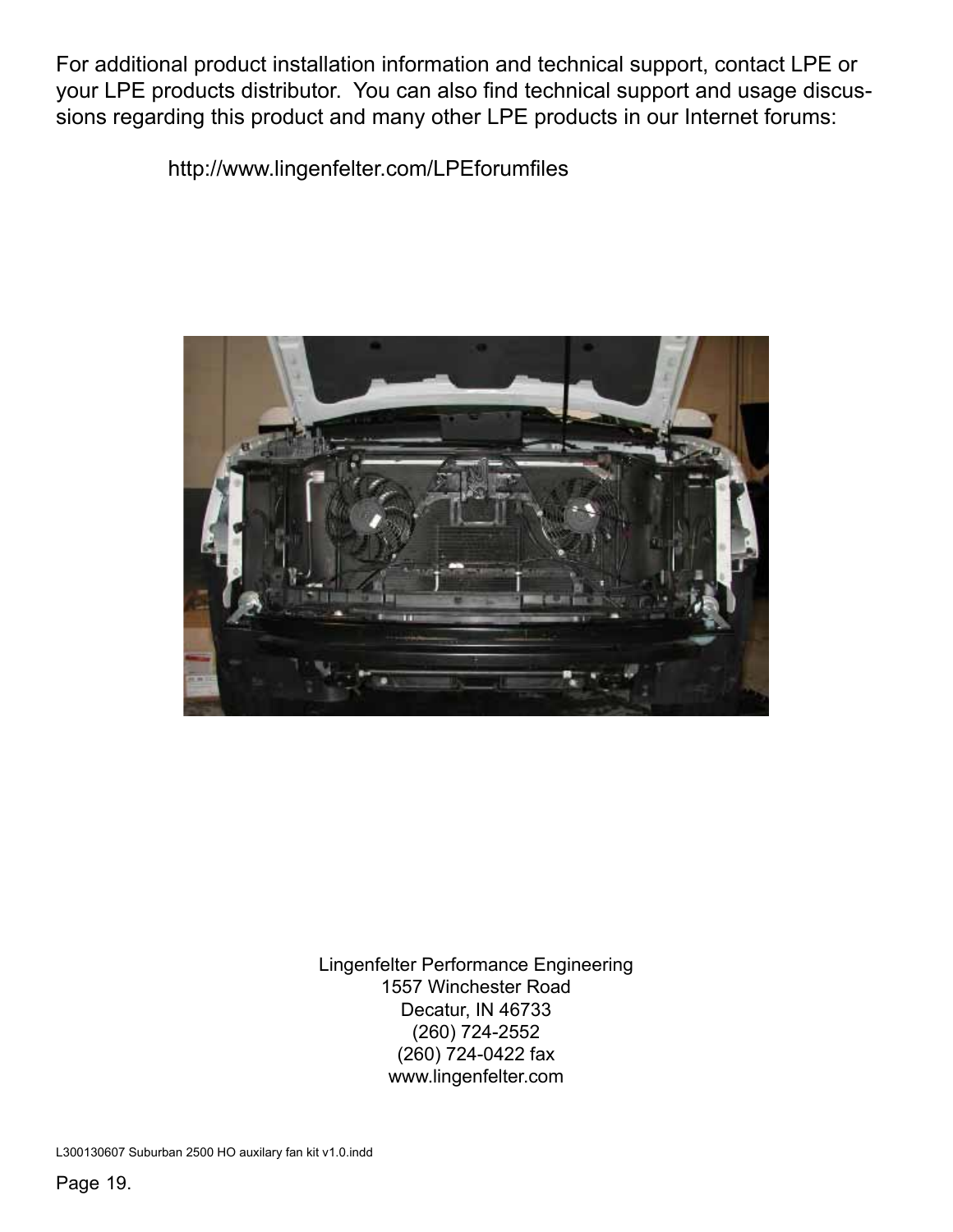For additional product installation information and technical support, contact LPE or your LPE products distributor.  You can also find technical support and usage discussions regarding this product and many other LPE products in our Internet forums:

http://www.lingenfelter.com/LPEforumfiles

Lingenfelter Performance Engineering
1557 Winchester Road
Decatur, IN 46733
(260) 724-2552
(260) 724-0422 fax
www.lingenfelter.com

L300130607 Suburban 2500 HO auxilary fan kit v1.0.indd